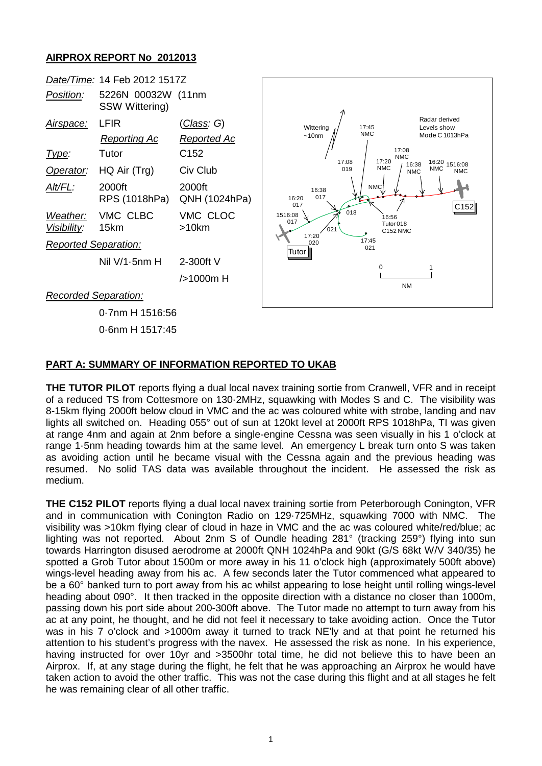**AIRPROX REPORT No 2012013**

| | | |
|---|---|---|
| *Date/Time:* | 14 Feb 2012 1517Z | |
| *Position:* | 5226N 00032W (11nm SSW Wittering) | |
| *Airspace:* | LFIR | (*Class:* G) |
| | *Reporting Ac* | *Reported Ac* |
| *Type:* | Tutor | C152 |
| *Operator:* | HQ Air (Trg) | Civ Club |
| *Alt/FL:* | 2000ft RPS (1018hPa) | 2000ft QNH (1024hPa) |
| *Weather:* | VMC CLBC | VMC CLOC |
| *Visibility:* | 15km | >10km |
| *Reported Separation:* | | |
| | Nil V/1·5nm H | 2-300ft V />1000m H |
| *Recorded Separation:* | | |
| | 0·7nm H 1516:56 | |
| | 0·6nm H 1517:45 | |

Wittering ~10nm

Radar derived Levels show Mode C 1013hPa

17:45 NMC
17:08 NMC
17:08 019
17:20 NMC
16:38 NMC
16:20 NMC
1516:08 NMC
16:38 017
16:20 017
NMC
1516:08 017
018
16:56 Tutor 018 C152 NMC
021
17:20 020
17:45 021
Tutor
C152
0 1
NM

## PART A: SUMMARY OF INFORMATION REPORTED TO UKAB

**THE TUTOR PILOT** reports flying a dual local navex training sortie from Cranwell, VFR and in receipt of a reduced TS from Cottesmore on 130·2MHz, squawking with Modes S and C. The visibility was 8-15km flying 2000ft below cloud in VMC and the ac was coloured white with strobe, landing and nav lights all switched on. Heading 055° out of sun at 120kt level at 2000ft RPS 1018hPa, TI was given at range 4nm and again at 2nm before a single-engine Cessna was seen visually in his 1 o'clock at range 1·5nm heading towards him at the same level. An emergency L break turn onto S was taken as avoiding action until he became visual with the Cessna again and the previous heading was resumed. No solid TAS data was available throughout the incident. He assessed the risk as medium.

**THE C152 PILOT** reports flying a dual local navex training sortie from Peterborough Conington, VFR and in communication with Conington Radio on 129·725MHz, squawking 7000 with NMC. The visibility was >10km flying clear of cloud in haze in VMC and the ac was coloured white/red/blue; ac lighting was not reported. About 2nm S of Oundle heading 281° (tracking 259°) flying into sun towards Harrington disused aerodrome at 2000ft QNH 1024hPa and 90kt (G/S 68kt W/V 340/35) he spotted a Grob Tutor about 1500m or more away in his 11 o'clock high (approximately 500ft above) wings-level heading away from his ac. A few seconds later the Tutor commenced what appeared to be a 60° banked turn to port away from his ac whilst appearing to lose height until rolling wings-level heading about 090°. It then tracked in the opposite direction with a distance no closer than 1000m, passing down his port side about 200-300ft above. The Tutor made no attempt to turn away from his ac at any point, he thought, and he did not feel it necessary to take avoiding action. Once the Tutor was in his 7 o'clock and >1000m away it turned to track NE'ly and at that point he returned his attention to his student's progress with the navex. He assessed the risk as none. In his experience, having instructed for over 10yr and >3500hr total time, he did not believe this to have been an Airprox. If, at any stage during the flight, he felt that he was approaching an Airprox he would have taken action to avoid the other traffic. This was not the case during this flight and at all stages he felt he was remaining clear of all other traffic.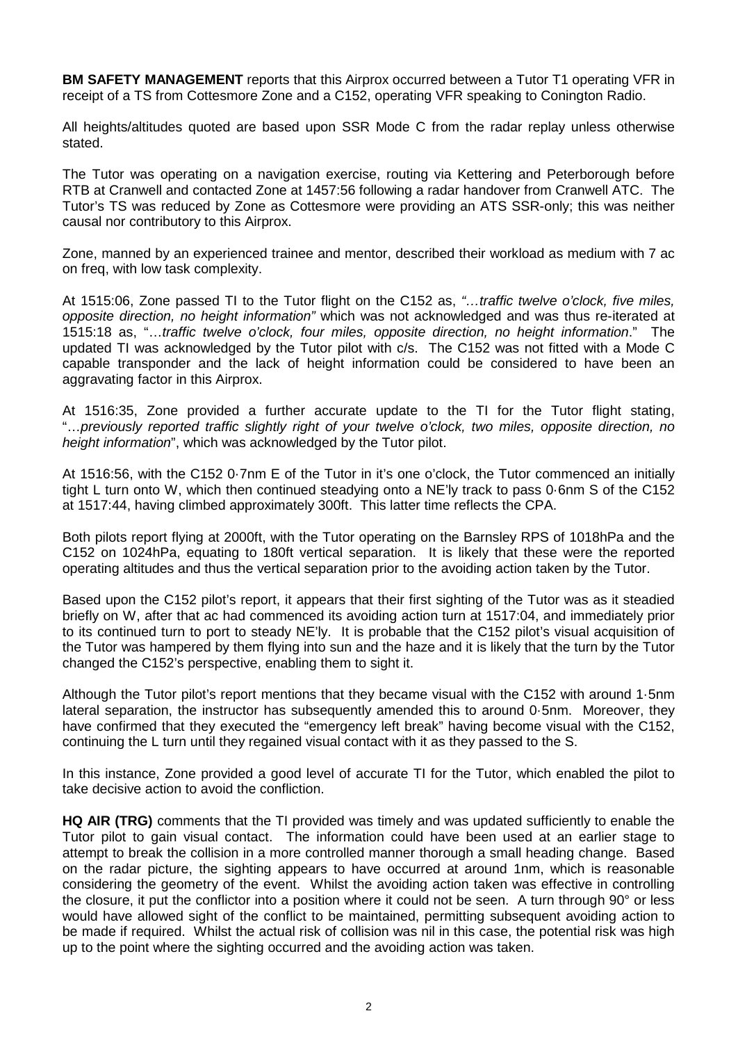**BM SAFETY MANAGEMENT** reports that this Airprox occurred between a Tutor T1 operating VFR in receipt of a TS from Cottesmore Zone and a C152, operating VFR speaking to Conington Radio.

All heights/altitudes quoted are based upon SSR Mode C from the radar replay unless otherwise stated.

The Tutor was operating on a navigation exercise, routing via Kettering and Peterborough before RTB at Cranwell and contacted Zone at 1457:56 following a radar handover from Cranwell ATC. The Tutor's TS was reduced by Zone as Cottesmore were providing an ATS SSR-only; this was neither causal nor contributory to this Airprox.

Zone, manned by an experienced trainee and mentor, described their workload as medium with 7 ac on freq, with low task complexity.

At 1515:06, Zone passed TI to the Tutor flight on the C152 as, *"…traffic twelve o'clock, five miles, opposite direction, no height information"* which was not acknowledged and was thus re-iterated at 1515:18 as, "…*traffic twelve o'clock, four miles, opposite direction, no height information*." The updated TI was acknowledged by the Tutor pilot with c/s. The C152 was not fitted with a Mode C capable transponder and the lack of height information could be considered to have been an aggravating factor in this Airprox.

At 1516:35, Zone provided a further accurate update to the TI for the Tutor flight stating, "…*previously reported traffic slightly right of your twelve o'clock, two miles, opposite direction, no height information*", which was acknowledged by the Tutor pilot.

At 1516:56, with the C152 0·7nm E of the Tutor in it's one o'clock, the Tutor commenced an initially tight L turn onto W, which then continued steadying onto a NE'ly track to pass 0·6nm S of the C152 at 1517:44, having climbed approximately 300ft. This latter time reflects the CPA.

Both pilots report flying at 2000ft, with the Tutor operating on the Barnsley RPS of 1018hPa and the C152 on 1024hPa, equating to 180ft vertical separation. It is likely that these were the reported operating altitudes and thus the vertical separation prior to the avoiding action taken by the Tutor.

Based upon the C152 pilot's report, it appears that their first sighting of the Tutor was as it steadied briefly on W, after that ac had commenced its avoiding action turn at 1517:04, and immediately prior to its continued turn to port to steady NE'ly. It is probable that the C152 pilot's visual acquisition of the Tutor was hampered by them flying into sun and the haze and it is likely that the turn by the Tutor changed the C152's perspective, enabling them to sight it.

Although the Tutor pilot's report mentions that they became visual with the C152 with around 1·5nm lateral separation, the instructor has subsequently amended this to around 0·5nm. Moreover, they have confirmed that they executed the "emergency left break" having become visual with the C152, continuing the L turn until they regained visual contact with it as they passed to the S.

In this instance, Zone provided a good level of accurate TI for the Tutor, which enabled the pilot to take decisive action to avoid the confliction.

**HQ AIR (TRG)** comments that the TI provided was timely and was updated sufficiently to enable the Tutor pilot to gain visual contact. The information could have been used at an earlier stage to attempt to break the collision in a more controlled manner thorough a small heading change. Based on the radar picture, the sighting appears to have occurred at around 1nm, which is reasonable considering the geometry of the event. Whilst the avoiding action taken was effective in controlling the closure, it put the conflictor into a position where it could not be seen. A turn through 90° or less would have allowed sight of the conflict to be maintained, permitting subsequent avoiding action to be made if required. Whilst the actual risk of collision was nil in this case, the potential risk was high up to the point where the sighting occurred and the avoiding action was taken.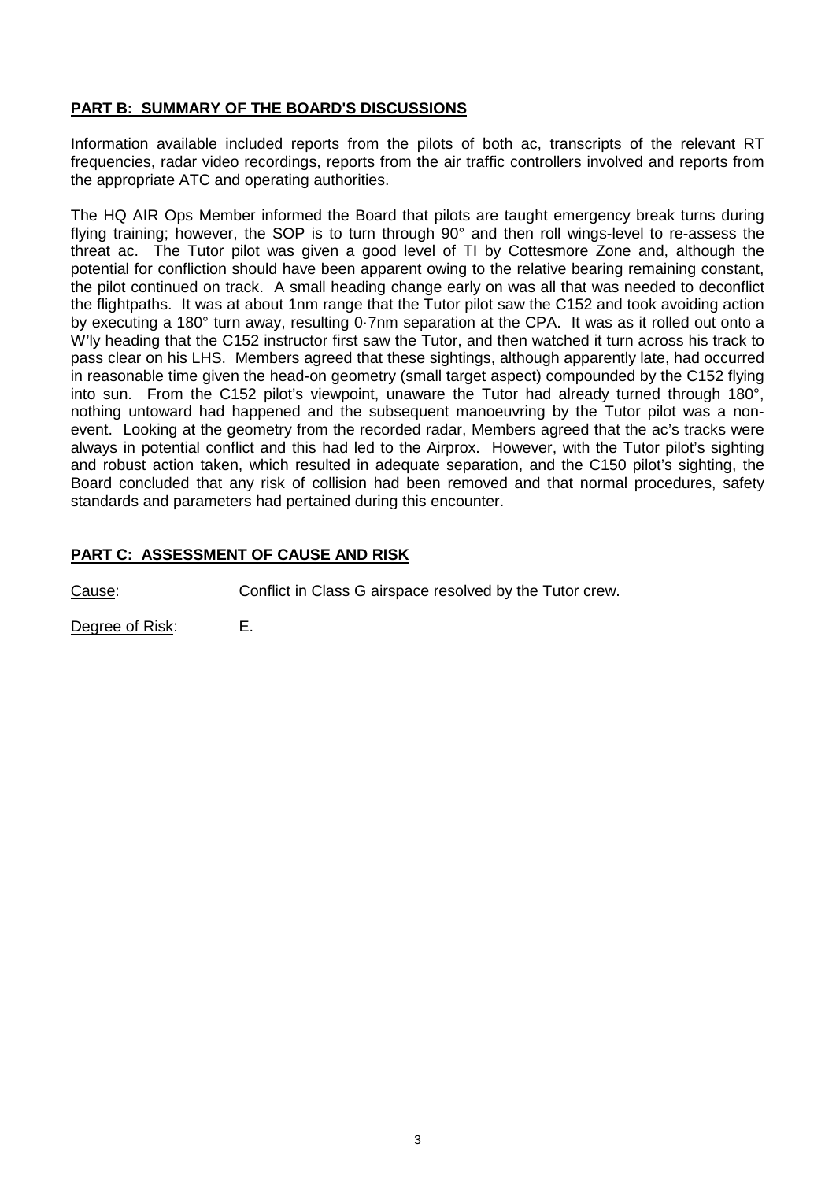## PART B: SUMMARY OF THE BOARD'S DISCUSSIONS

Information available included reports from the pilots of both ac, transcripts of the relevant RT frequencies, radar video recordings, reports from the air traffic controllers involved and reports from the appropriate ATC and operating authorities.

The HQ AIR Ops Member informed the Board that pilots are taught emergency break turns during flying training; however, the SOP is to turn through 90° and then roll wings-level to re-assess the threat ac. The Tutor pilot was given a good level of TI by Cottesmore Zone and, although the potential for confliction should have been apparent owing to the relative bearing remaining constant, the pilot continued on track. A small heading change early on was all that was needed to deconflict the flightpaths. It was at about 1nm range that the Tutor pilot saw the C152 and took avoiding action by executing a 180° turn away, resulting 0·7nm separation at the CPA. It was as it rolled out onto a W'ly heading that the C152 instructor first saw the Tutor, and then watched it turn across his track to pass clear on his LHS. Members agreed that these sightings, although apparently late, had occurred in reasonable time given the head-on geometry (small target aspect) compounded by the C152 flying into sun. From the C152 pilot's viewpoint, unaware the Tutor had already turned through 180°, nothing untoward had happened and the subsequent manoeuvring by the Tutor pilot was a non-event. Looking at the geometry from the recorded radar, Members agreed that the ac's tracks were always in potential conflict and this had led to the Airprox. However, with the Tutor pilot's sighting and robust action taken, which resulted in adequate separation, and the C150 pilot's sighting, the Board concluded that any risk of collision had been removed and that normal procedures, safety standards and parameters had pertained during this encounter.

## PART C: ASSESSMENT OF CAUSE AND RISK

Cause: Conflict in Class G airspace resolved by the Tutor crew.

Degree of Risk: E.